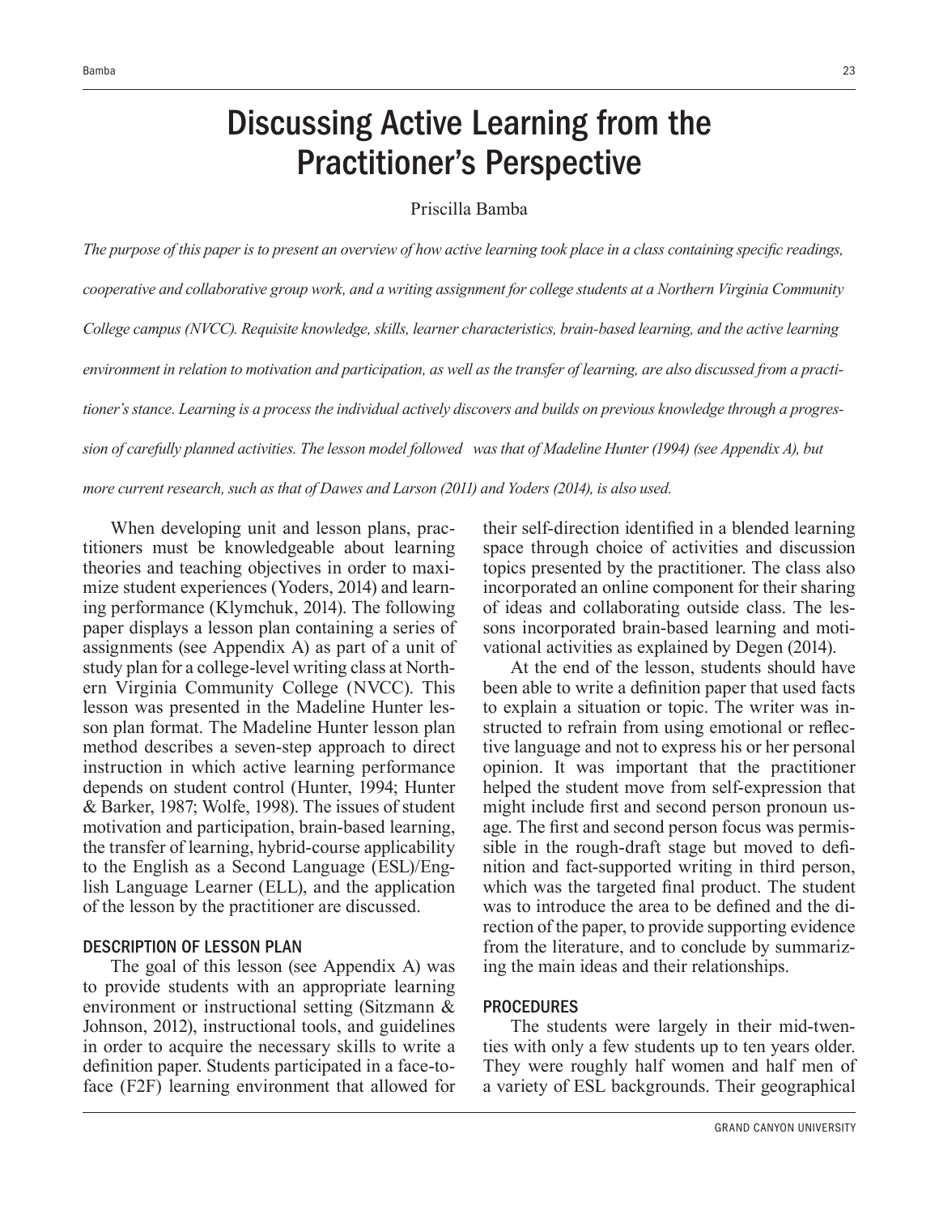# Discussing Active Learning from the Practitioner's Perspective

Priscilla Bamba

*The purpose of this paper is to present an overview of how active learning took place in a class containing specific readings, cooperative and collaborative group work, and a writing assignment for college students at a Northern Virginia Community College campus (NVCC). Requisite knowledge, skills, learner characteristics, brain-based learning, and the active learning environment in relation to motivation and participation, as well as the transfer of learning, are also discussed from a practitioner's stance. Learning is a process the individual actively discovers and builds on previous knowledge through a progression of carefully planned activities. The lesson model followed was that of Madeline Hunter (1994) (see Appendix A), but more current research, such as that of Dawes and Larson (2011) and Yoders (2014), is also used.*

When developing unit and lesson plans, practitioners must be knowledgeable about learning theories and teaching objectives in order to maximize student experiences (Yoders, 2014) and learning performance (Klymchuk, 2014). The following paper displays a lesson plan containing a series of assignments (see Appendix A) as part of a unit of study plan for a college-level writing class at Northern Virginia Community College (NVCC). This lesson was presented in the Madeline Hunter lesson plan format. The Madeline Hunter lesson plan method describes a seven-step approach to direct instruction in which active learning performance depends on student control (Hunter, 1994; Hunter & Barker, 1987; Wolfe, 1998). The issues of student motivation and participation, brain-based learning, the transfer of learning, hybrid-course applicability to the English as a Second Language (ESL)/English Language Learner (ELL), and the application of the lesson by the practitioner are discussed.

## DESCRIPTION OF LESSON PLAN

The goal of this lesson (see Appendix A) was to provide students with an appropriate learning environment or instructional setting (Sitzmann & Johnson, 2012), instructional tools, and guidelines in order to acquire the necessary skills to write a definition paper. Students participated in a face-to-face (F2F) learning environment that allowed for their self-direction identified in a blended learning space through choice of activities and discussion topics presented by the practitioner. The class also incorporated an online component for their sharing of ideas and collaborating outside class. The lessons incorporated brain-based learning and motivational activities as explained by Degen (2014).

At the end of the lesson, students should have been able to write a definition paper that used facts to explain a situation or topic. The writer was instructed to refrain from using emotional or reflective language and not to express his or her personal opinion. It was important that the practitioner helped the student move from self-expression that might include first and second person pronoun usage. The first and second person focus was permissible in the rough-draft stage but moved to definition and fact-supported writing in third person, which was the targeted final product. The student was to introduce the area to be defined and the direction of the paper, to provide supporting evidence from the literature, and to conclude by summarizing the main ideas and their relationships.

## PROCEDURES

The students were largely in their mid-twenties with only a few students up to ten years older. They were roughly half women and half men of a variety of ESL backgrounds. Their geographical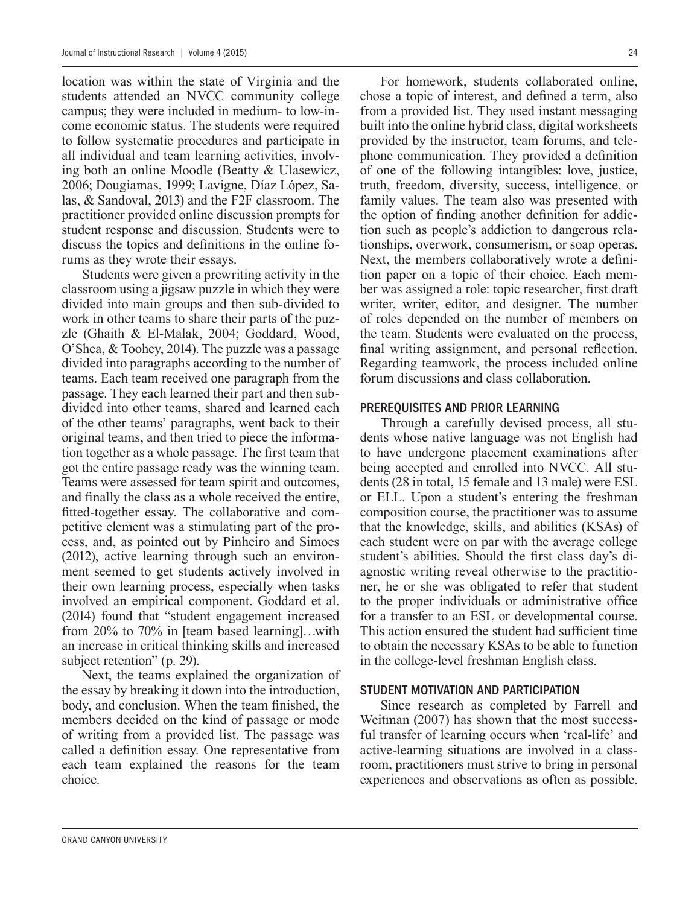location was within the state of Virginia and the students attended an NVCC community college campus; they were included in medium- to low-income economic status. The students were required to follow systematic procedures and participate in all individual and team learning activities, involving both an online Moodle (Beatty & Ulasewicz, 2006; Dougiamas, 1999; Lavigne, Díaz López, Salas, & Sandoval, 2013) and the F2F classroom. The practitioner provided online discussion prompts for student response and discussion. Students were to discuss the topics and definitions in the online forums as they wrote their essays.

Students were given a prewriting activity in the classroom using a jigsaw puzzle in which they were divided into main groups and then sub-divided to work in other teams to share their parts of the puzzle (Ghaith & El-Malak, 2004; Goddard, Wood, O'Shea, & Toohey, 2014). The puzzle was a passage divided into paragraphs according to the number of teams. Each team received one paragraph from the passage. They each learned their part and then subdivided into other teams, shared and learned each of the other teams' paragraphs, went back to their original teams, and then tried to piece the information together as a whole passage. The first team that got the entire passage ready was the winning team. Teams were assessed for team spirit and outcomes, and finally the class as a whole received the entire, fitted-together essay. The collaborative and competitive element was a stimulating part of the process, and, as pointed out by Pinheiro and Simoes (2012), active learning through such an environment seemed to get students actively involved in their own learning process, especially when tasks involved an empirical component. Goddard et al. (2014) found that "student engagement increased from 20% to 70% in [team based learning]…with an increase in critical thinking skills and increased subject retention" (p. 29).

Next, the teams explained the organization of the essay by breaking it down into the introduction, body, and conclusion. When the team finished, the members decided on the kind of passage or mode of writing from a provided list. The passage was called a definition essay. One representative from each team explained the reasons for the team choice.

For homework, students collaborated online, chose a topic of interest, and defined a term, also from a provided list. They used instant messaging built into the online hybrid class, digital worksheets provided by the instructor, team forums, and telephone communication. They provided a definition of one of the following intangibles: love, justice, truth, freedom, diversity, success, intelligence, or family values. The team also was presented with the option of finding another definition for addiction such as people's addiction to dangerous relationships, overwork, consumerism, or soap operas. Next, the members collaboratively wrote a definition paper on a topic of their choice. Each member was assigned a role: topic researcher, first draft writer, writer, editor, and designer. The number of roles depended on the number of members on the team. Students were evaluated on the process, final writing assignment, and personal reflection. Regarding teamwork, the process included online forum discussions and class collaboration.

## PREREQUISITES AND PRIOR LEARNING

Through a carefully devised process, all students whose native language was not English had to have undergone placement examinations after being accepted and enrolled into NVCC. All students (28 in total, 15 female and 13 male) were ESL or ELL. Upon a student's entering the freshman composition course, the practitioner was to assume that the knowledge, skills, and abilities (KSAs) of each student were on par with the average college student's abilities. Should the first class day's diagnostic writing reveal otherwise to the practitioner, he or she was obligated to refer that student to the proper individuals or administrative office for a transfer to an ESL or developmental course. This action ensured the student had sufficient time to obtain the necessary KSAs to be able to function in the college-level freshman English class.

## STUDENT MOTIVATION AND PARTICIPATION

Since research as completed by Farrell and Weitman (2007) has shown that the most successful transfer of learning occurs when 'real-life' and active-learning situations are involved in a classroom, practitioners must strive to bring in personal experiences and observations as often as possible.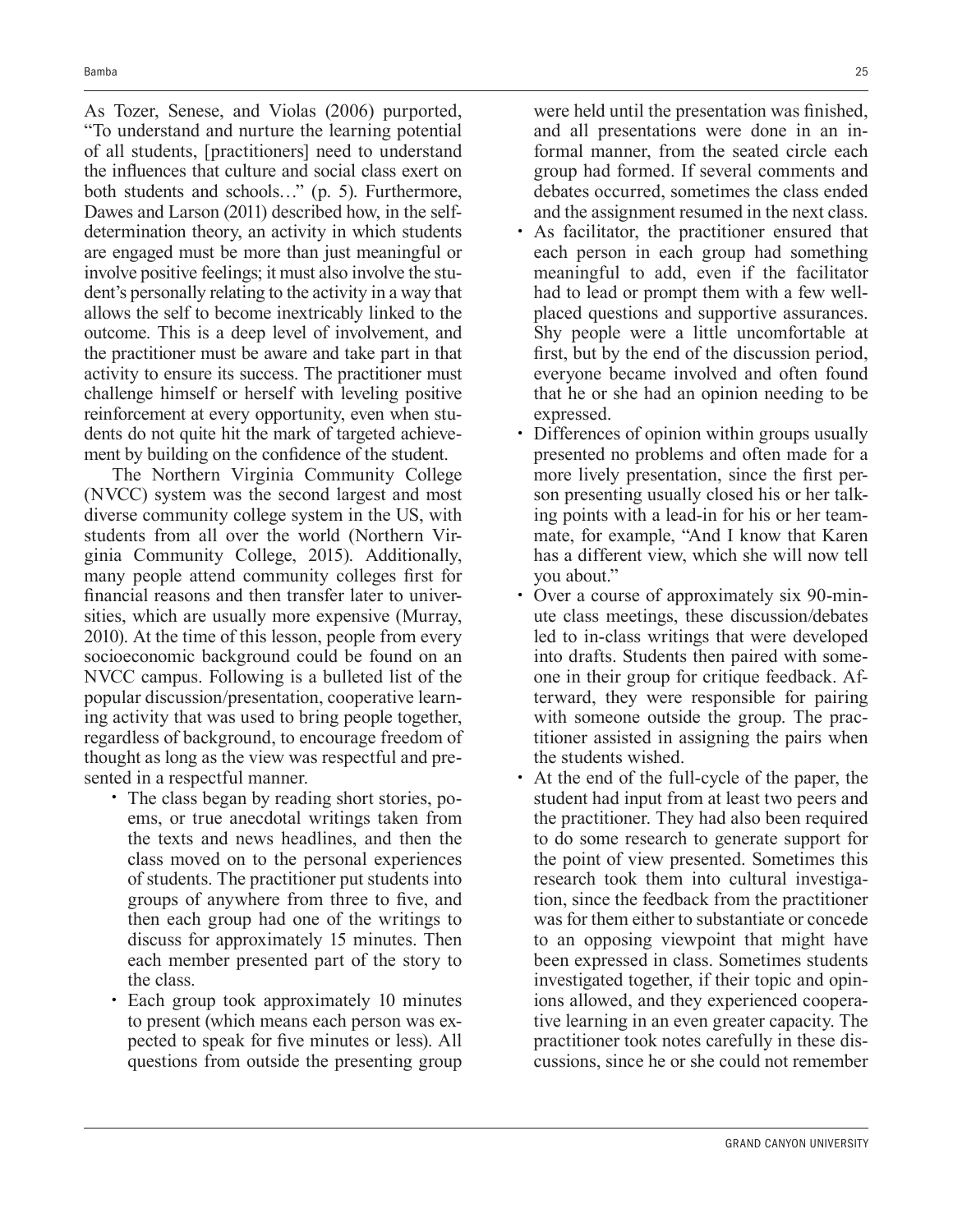As Tozer, Senese, and Violas (2006) purported, "To understand and nurture the learning potential of all students, [practitioners] need to understand the influences that culture and social class exert on both students and schools…" (p. 5). Furthermore, Dawes and Larson (2011) described how, in the self-determination theory, an activity in which students are engaged must be more than just meaningful or involve positive feelings; it must also involve the student's personally relating to the activity in a way that allows the self to become inextricably linked to the outcome. This is a deep level of involvement, and the practitioner must be aware and take part in that activity to ensure its success. The practitioner must challenge himself or herself with leveling positive reinforcement at every opportunity, even when students do not quite hit the mark of targeted achievement by building on the confidence of the student.

The Northern Virginia Community College (NVCC) system was the second largest and most diverse community college system in the US, with students from all over the world (Northern Virginia Community College, 2015). Additionally, many people attend community colleges first for financial reasons and then transfer later to universities, which are usually more expensive (Murray, 2010). At the time of this lesson, people from every socioeconomic background could be found on an NVCC campus. Following is a bulleted list of the popular discussion/presentation, cooperative learning activity that was used to bring people together, regardless of background, to encourage freedom of thought as long as the view was respectful and presented in a respectful manner.

- The class began by reading short stories, poems, or true anecdotal writings taken from the texts and news headlines, and then the class moved on to the personal experiences of students. The practitioner put students into groups of anywhere from three to five, and then each group had one of the writings to discuss for approximately 15 minutes. Then each member presented part of the story to the class.
- Each group took approximately 10 minutes to present (which means each person was expected to speak for five minutes or less). All questions from outside the presenting group were held until the presentation was finished, and all presentations were done in an informal manner, from the seated circle each group had formed. If several comments and debates occurred, sometimes the class ended and the assignment resumed in the next class.
- As facilitator, the practitioner ensured that each person in each group had something meaningful to add, even if the facilitator had to lead or prompt them with a few well-placed questions and supportive assurances. Shy people were a little uncomfortable at first, but by the end of the discussion period, everyone became involved and often found that he or she had an opinion needing to be expressed.
- Differences of opinion within groups usually presented no problems and often made for a more lively presentation, since the first person presenting usually closed his or her talking points with a lead-in for his or her teammate, for example, "And I know that Karen has a different view, which she will now tell you about."
- Over a course of approximately six 90-minute class meetings, these discussion/debates led to in-class writings that were developed into drafts. Students then paired with someone in their group for critique feedback. Afterward, they were responsible for pairing with someone outside the group. The practitioner assisted in assigning the pairs when the students wished.
- At the end of the full-cycle of the paper, the student had input from at least two peers and the practitioner. They had also been required to do some research to generate support for the point of view presented. Sometimes this research took them into cultural investigation, since the feedback from the practitioner was for them either to substantiate or concede to an opposing viewpoint that might have been expressed in class. Sometimes students investigated together, if their topic and opinions allowed, and they experienced cooperative learning in an even greater capacity. The practitioner took notes carefully in these discussions, since he or she could not remember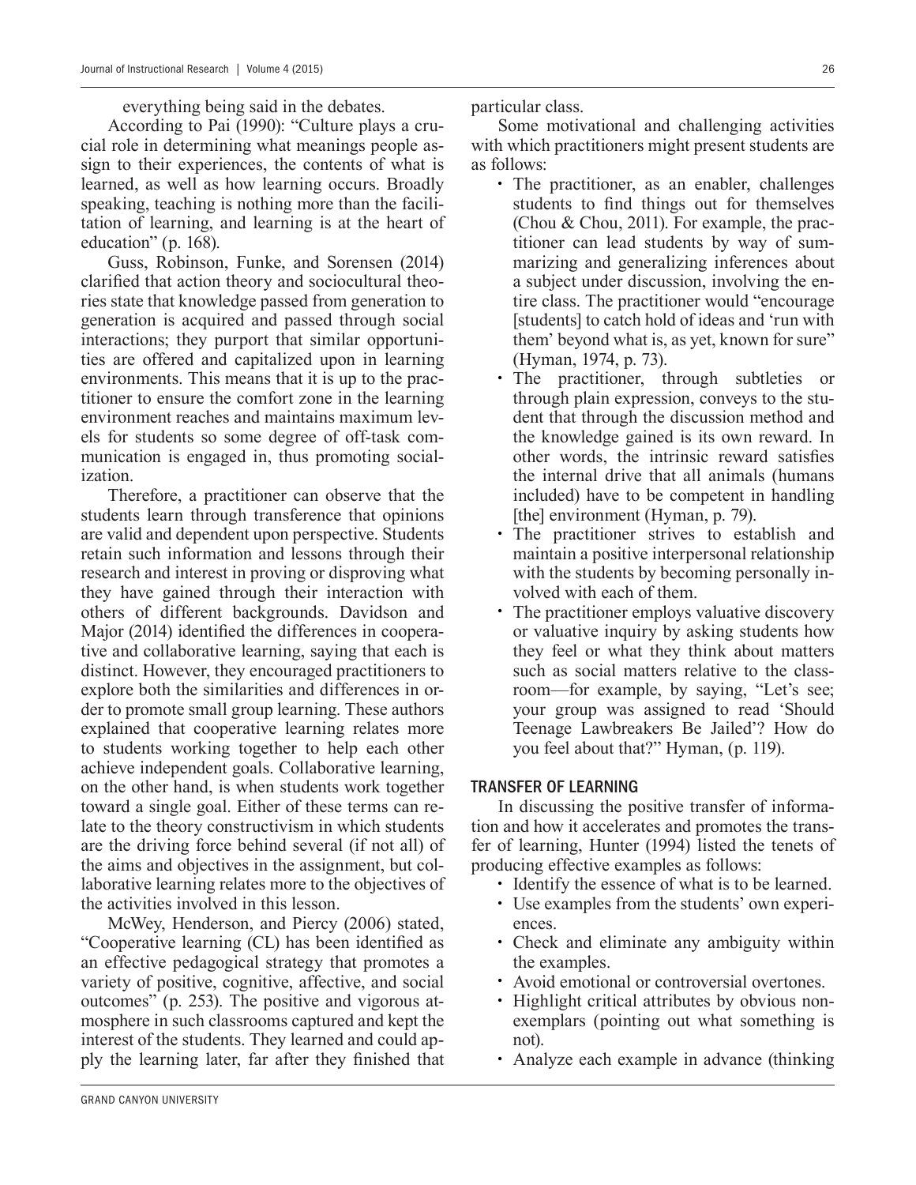everything being said in the debates.

According to Pai (1990): "Culture plays a crucial role in determining what meanings people assign to their experiences, the contents of what is learned, as well as how learning occurs. Broadly speaking, teaching is nothing more than the facilitation of learning, and learning is at the heart of education" (p. 168).

Guss, Robinson, Funke, and Sorensen (2014) clarified that action theory and sociocultural theories state that knowledge passed from generation to generation is acquired and passed through social interactions; they purport that similar opportunities are offered and capitalized upon in learning environments. This means that it is up to the practitioner to ensure the comfort zone in the learning environment reaches and maintains maximum levels for students so some degree of off-task communication is engaged in, thus promoting socialization.

Therefore, a practitioner can observe that the students learn through transference that opinions are valid and dependent upon perspective. Students retain such information and lessons through their research and interest in proving or disproving what they have gained through their interaction with others of different backgrounds. Davidson and Major (2014) identified the differences in cooperative and collaborative learning, saying that each is distinct. However, they encouraged practitioners to explore both the similarities and differences in order to promote small group learning. These authors explained that cooperative learning relates more to students working together to help each other achieve independent goals. Collaborative learning, on the other hand, is when students work together toward a single goal. Either of these terms can relate to the theory constructivism in which students are the driving force behind several (if not all) of the aims and objectives in the assignment, but collaborative learning relates more to the objectives of the activities involved in this lesson.

McWey, Henderson, and Piercy (2006) stated, "Cooperative learning (CL) has been identified as an effective pedagogical strategy that promotes a variety of positive, cognitive, affective, and social outcomes" (p. 253). The positive and vigorous atmosphere in such classrooms captured and kept the interest of the students. They learned and could apply the learning later, far after they finished that particular class.

Some motivational and challenging activities with which practitioners might present students are as follows:

- The practitioner, as an enabler, challenges students to find things out for themselves (Chou & Chou, 2011). For example, the practitioner can lead students by way of summarizing and generalizing inferences about a subject under discussion, involving the entire class. The practitioner would "encourage [students] to catch hold of ideas and 'run with them' beyond what is, as yet, known for sure" (Hyman, 1974, p. 73).
- The practitioner, through subtleties or through plain expression, conveys to the student that through the discussion method and the knowledge gained is its own reward. In other words, the intrinsic reward satisfies the internal drive that all animals (humans included) have to be competent in handling [the] environment (Hyman, p. 79).
- The practitioner strives to establish and maintain a positive interpersonal relationship with the students by becoming personally involved with each of them.
- The practitioner employs valuative discovery or valuative inquiry by asking students how they feel or what they think about matters such as social matters relative to the classroom—for example, by saying, "Let's see; your group was assigned to read 'Should Teenage Lawbreakers Be Jailed'? How do you feel about that?" Hyman, (p. 119).

## TRANSFER OF LEARNING

In discussing the positive transfer of information and how it accelerates and promotes the transfer of learning, Hunter (1994) listed the tenets of producing effective examples as follows:

- Identify the essence of what is to be learned.
- Use examples from the students' own experiences.
- Check and eliminate any ambiguity within the examples.
- Avoid emotional or controversial overtones.
- Highlight critical attributes by obvious nonexemplars (pointing out what something is not).
- Analyze each example in advance (thinking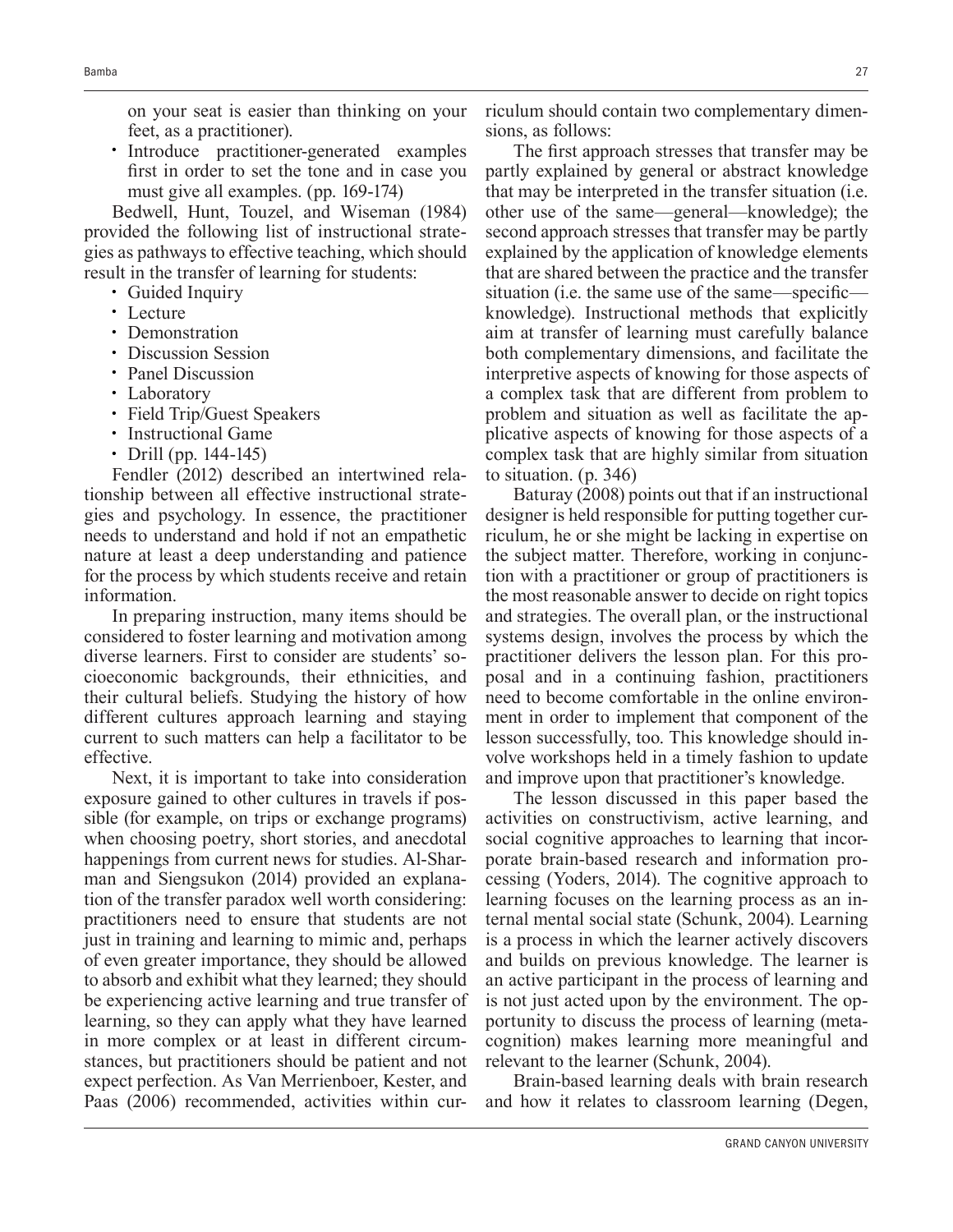on your seat is easier than thinking on your feet, as a practitioner).

- Introduce practitioner-generated examples first in order to set the tone and in case you must give all examples. (pp. 169-174)

Bedwell, Hunt, Touzel, and Wiseman (1984) provided the following list of instructional strategies as pathways to effective teaching, which should result in the transfer of learning for students:

- Guided Inquiry
- Lecture
- Demonstration
- Discussion Session
- Panel Discussion
- Laboratory
- Field Trip/Guest Speakers
- Instructional Game
- Drill (pp. 144-145)

Fendler (2012) described an intertwined relationship between all effective instructional strategies and psychology. In essence, the practitioner needs to understand and hold if not an empathetic nature at least a deep understanding and patience for the process by which students receive and retain information.

In preparing instruction, many items should be considered to foster learning and motivation among diverse learners. First to consider are students' socioeconomic backgrounds, their ethnicities, and their cultural beliefs. Studying the history of how different cultures approach learning and staying current to such matters can help a facilitator to be effective.

Next, it is important to take into consideration exposure gained to other cultures in travels if possible (for example, on trips or exchange programs) when choosing poetry, short stories, and anecdotal happenings from current news for studies. Al-Sharman and Siengsukon (2014) provided an explanation of the transfer paradox well worth considering: practitioners need to ensure that students are not just in training and learning to mimic and, perhaps of even greater importance, they should be allowed to absorb and exhibit what they learned; they should be experiencing active learning and true transfer of learning, so they can apply what they have learned in more complex or at least in different circumstances, but practitioners should be patient and not expect perfection. As Van Merrienboer, Kester, and Paas (2006) recommended, activities within curriculum should contain two complementary dimensions, as follows:

> The first approach stresses that transfer may be partly explained by general or abstract knowledge that may be interpreted in the transfer situation (i.e. other use of the same—general—knowledge); the second approach stresses that transfer may be partly explained by the application of knowledge elements that are shared between the practice and the transfer situation (i.e. the same use of the same—specific—knowledge). Instructional methods that explicitly aim at transfer of learning must carefully balance both complementary dimensions, and facilitate the interpretive aspects of knowing for those aspects of a complex task that are different from problem to problem and situation as well as facilitate the applicative aspects of knowing for those aspects of a complex task that are highly similar from situation to situation. (p. 346)

Baturay (2008) points out that if an instructional designer is held responsible for putting together curriculum, he or she might be lacking in expertise on the subject matter. Therefore, working in conjunction with a practitioner or group of practitioners is the most reasonable answer to decide on right topics and strategies. The overall plan, or the instructional systems design, involves the process by which the practitioner delivers the lesson plan. For this proposal and in a continuing fashion, practitioners need to become comfortable in the online environment in order to implement that component of the lesson successfully, too. This knowledge should involve workshops held in a timely fashion to update and improve upon that practitioner's knowledge.

The lesson discussed in this paper based the activities on constructivism, active learning, and social cognitive approaches to learning that incorporate brain-based research and information processing (Yoders, 2014). The cognitive approach to learning focuses on the learning process as an internal mental social state (Schunk, 2004). Learning is a process in which the learner actively discovers and builds on previous knowledge. The learner is an active participant in the process of learning and is not just acted upon by the environment. The opportunity to discuss the process of learning (metacognition) makes learning more meaningful and relevant to the learner (Schunk, 2004).

Brain-based learning deals with brain research and how it relates to classroom learning (Degen,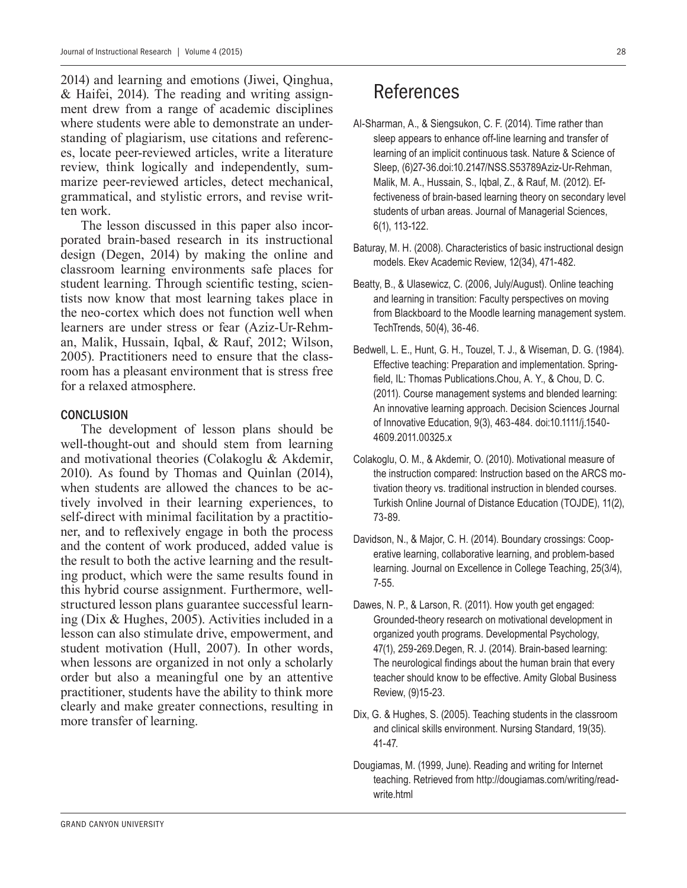2014) and learning and emotions (Jiwei, Qinghua, & Haifei, 2014). The reading and writing assignment drew from a range of academic disciplines where students were able to demonstrate an understanding of plagiarism, use citations and references, locate peer-reviewed articles, write a literature review, think logically and independently, summarize peer-reviewed articles, detect mechanical, grammatical, and stylistic errors, and revise written work.

The lesson discussed in this paper also incorporated brain-based research in its instructional design (Degen, 2014) by making the online and classroom learning environments safe places for student learning. Through scientific testing, scientists now know that most learning takes place in the neo-cortex which does not function well when learners are under stress or fear (Aziz-Ur-Rehman, Malik, Hussain, Iqbal, & Rauf, 2012; Wilson, 2005). Practitioners need to ensure that the classroom has a pleasant environment that is stress free for a relaxed atmosphere.

### CONCLUSION

The development of lesson plans should be well-thought-out and should stem from learning and motivational theories (Colakoglu & Akdemir, 2010). As found by Thomas and Quinlan (2014), when students are allowed the chances to be actively involved in their learning experiences, to self-direct with minimal facilitation by a practitioner, and to reflexively engage in both the process and the content of work produced, added value is the result to both the active learning and the resulting product, which were the same results found in this hybrid course assignment. Furthermore, well-structured lesson plans guarantee successful learning (Dix & Hughes, 2005). Activities included in a lesson can also stimulate drive, empowerment, and student motivation (Hull, 2007). In other words, when lessons are organized in not only a scholarly order but also a meaningful one by an attentive practitioner, students have the ability to think more clearly and make greater connections, resulting in more transfer of learning.

## References

Al-Sharman, A., & Siengsukon, C. F. (2014). Time rather than sleep appears to enhance off-line learning and transfer of learning of an implicit continuous task. Nature & Science of Sleep, (6)27-36.doi:10.2147/NSS.S53789Aziz-Ur-Rehman, Malik, M. A., Hussain, S., Iqbal, Z., & Rauf, M. (2012). Effectiveness of brain-based learning theory on secondary level students of urban areas. Journal of Managerial Sciences, 6(1), 113-122.

Baturay, M. H. (2008). Characteristics of basic instructional design models. Ekev Academic Review, 12(34), 471-482.

Beatty, B., & Ulasewicz, C. (2006, July/August). Online teaching and learning in transition: Faculty perspectives on moving from Blackboard to the Moodle learning management system. TechTrends, 50(4), 36-46.

Bedwell, L. E., Hunt, G. H., Touzel, T. J., & Wiseman, D. G. (1984). Effective teaching: Preparation and implementation. Springfield, IL: Thomas Publications.Chou, A. Y., & Chou, D. C. (2011). Course management systems and blended learning: An innovative learning approach. Decision Sciences Journal of Innovative Education, 9(3), 463-484. doi:10.1111/j.1540-4609.2011.00325.x

Colakoglu, O. M., & Akdemir, O. (2010). Motivational measure of the instruction compared: Instruction based on the ARCS motivation theory vs. traditional instruction in blended courses. Turkish Online Journal of Distance Education (TOJDE), 11(2), 73-89.

Davidson, N., & Major, C. H. (2014). Boundary crossings: Cooperative learning, collaborative learning, and problem-based learning. Journal on Excellence in College Teaching, 25(3/4), 7-55.

Dawes, N. P., & Larson, R. (2011). How youth get engaged: Grounded-theory research on motivational development in organized youth programs. Developmental Psychology, 47(1), 259-269.Degen, R. J. (2014). Brain-based learning: The neurological findings about the human brain that every teacher should know to be effective. Amity Global Business Review, (9)15-23.

Dix, G. & Hughes, S. (2005). Teaching students in the classroom and clinical skills environment. Nursing Standard, 19(35). 41-47.

Dougiamas, M. (1999, June). Reading and writing for Internet teaching. Retrieved from http://dougiamas.com/writing/readwrite.html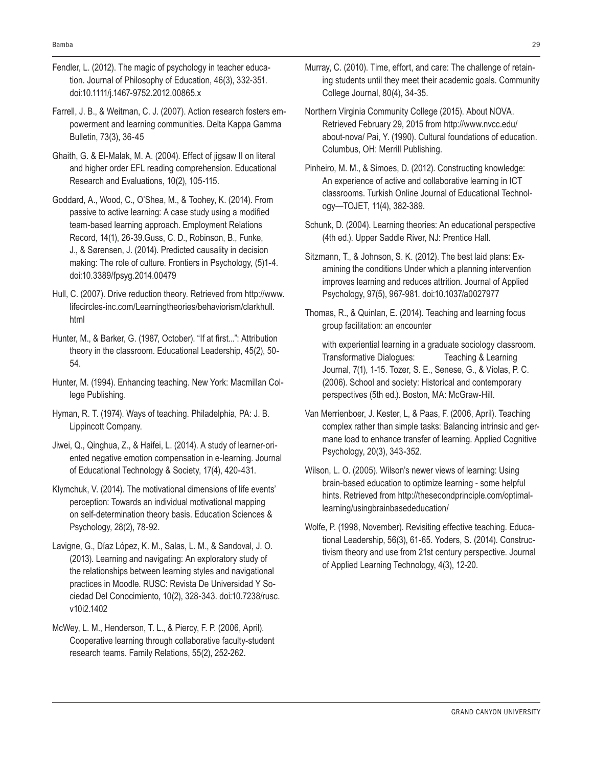Fendler, L. (2012). The magic of psychology in teacher education. Journal of Philosophy of Education, 46(3), 332-351. doi:10.1111/j.1467-9752.2012.00865.x

Farrell, J. B., & Weitman, C. J. (2007). Action research fosters empowerment and learning communities. Delta Kappa Gamma Bulletin, 73(3), 36-45

Ghaith, G. & El-Malak, M. A. (2004). Effect of jigsaw II on literal and higher order EFL reading comprehension. Educational Research and Evaluations, 10(2), 105-115.

Goddard, A., Wood, C., O'Shea, M., & Toohey, K. (2014). From passive to active learning: A case study using a modified team-based learning approach. Employment Relations Record, 14(1), 26-39.Guss, C. D., Robinson, B., Funke, J., & Sørensen, J. (2014). Predicted causality in decision making: The role of culture. Frontiers in Psychology, (5)1-4. doi:10.3389/fpsyg.2014.00479

Hull, C. (2007). Drive reduction theory. Retrieved from http://www.lifecircles-inc.com/Learningtheories/behaviorism/clarkhull.html

Hunter, M., & Barker, G. (1987, October). "If at first...": Attribution theory in the classroom. Educational Leadership, 45(2), 50-54.

Hunter, M. (1994). Enhancing teaching. New York: Macmillan College Publishing.

Hyman, R. T. (1974). Ways of teaching. Philadelphia, PA: J. B. Lippincott Company.

Jiwei, Q., Qinghua, Z., & Haifei, L. (2014). A study of learner-oriented negative emotion compensation in e-learning. Journal of Educational Technology & Society, 17(4), 420-431.

Klymchuk, V. (2014). The motivational dimensions of life events' perception: Towards an individual motivational mapping on self-determination theory basis. Education Sciences & Psychology, 28(2), 78-92.

Lavigne, G., Díaz López, K. M., Salas, L. M., & Sandoval, J. O. (2013). Learning and navigating: An exploratory study of the relationships between learning styles and navigational practices in Moodle. RUSC: Revista De Universidad Y Sociedad Del Conocimiento, 10(2), 328-343. doi:10.7238/rusc.v10i2.1402

McWey, L. M., Henderson, T. L., & Piercy, F. P. (2006, April). Cooperative learning through collaborative faculty-student research teams. Family Relations, 55(2), 252-262.

Murray, C. (2010). Time, effort, and care: The challenge of retaining students until they meet their academic goals. Community College Journal, 80(4), 34-35.

Northern Virginia Community College (2015). About NOVA. Retrieved February 29, 2015 from http://www.nvcc.edu/about-nova/ Pai, Y. (1990). Cultural foundations of education. Columbus, OH: Merrill Publishing.

Pinheiro, M. M., & Simoes, D. (2012). Constructing knowledge: An experience of active and collaborative learning in ICT classrooms. Turkish Online Journal of Educational Technology—TOJET, 11(4), 382-389.

Schunk, D. (2004). Learning theories: An educational perspective (4th ed.). Upper Saddle River, NJ: Prentice Hall.

Sitzmann, T., & Johnson, S. K. (2012). The best laid plans: Examining the conditions Under which a planning intervention improves learning and reduces attrition. Journal of Applied Psychology, 97(5), 967-981. doi:10.1037/a0027977

Thomas, R., & Quinlan, E. (2014). Teaching and learning focus group facilitation: an encounter

with experiential learning in a graduate sociology classroom. Transformative Dialogues: Teaching & Learning Journal, 7(1), 1-15. Tozer, S. E., Senese, G., & Violas, P. C. (2006). School and society: Historical and contemporary perspectives (5th ed.). Boston, MA: McGraw-Hill.

Van Merrienboer, J. Kester, L, & Paas, F. (2006, April). Teaching complex rather than simple tasks: Balancing intrinsic and germane load to enhance transfer of learning. Applied Cognitive Psychology, 20(3), 343-352.

Wilson, L. O. (2005). Wilson's newer views of learning: Using brain-based education to optimize learning - some helpful hints. Retrieved from http://thesecondprinciple.com/optimal-learning/usingbrainbasededucation/

Wolfe, P. (1998, November). Revisiting effective teaching. Educational Leadership, 56(3), 61-65. Yoders, S. (2014). Constructivism theory and use from 21st century perspective. Journal of Applied Learning Technology, 4(3), 12-20.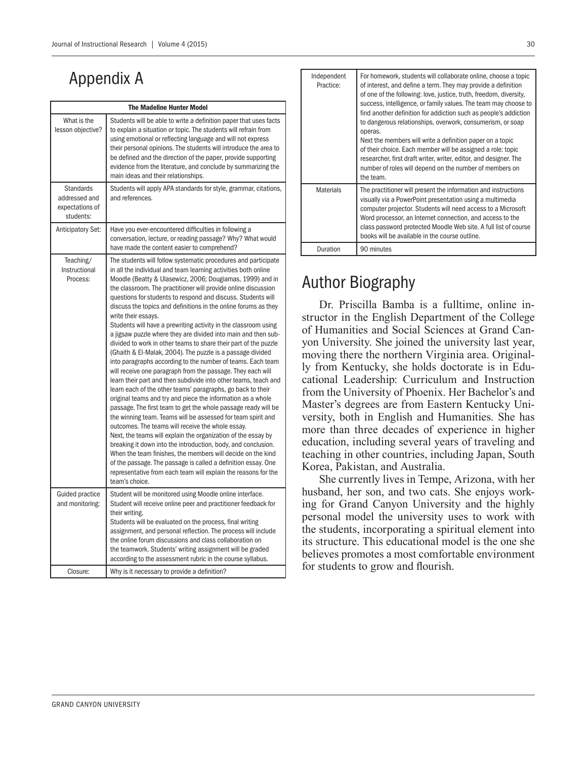# Appendix A

| The Madeline Hunter Model | |
|---|---|
| What is the lesson objective? | Students will be able to write a definition paper that uses facts to explain a situation or topic. The students will refrain from using emotional or reflecting language and will not express their personal opinions. The students will introduce the area to be defined and the direction of the paper, provide supporting evidence from the literature, and conclude by summarizing the main ideas and their relationships. |
| Standards addressed and expectations of students: | Students will apply APA standards for style, grammar, citations, and references. |
| Anticipatory Set: | Have you ever-encountered difficulties in following a conversation, lecture, or reading passage? Why? What would have made the content easier to comprehend? |
| Teaching/ Instructional Process: | The students will follow systematic procedures and participate in all the individual and team learning activities both online Moodle (Beatty & Ulasewicz, 2006; Dougiamas, 1999) and in the classroom. The practitioner will provide online discussion questions for students to respond and discuss. Students will discuss the topics and definitions in the online forums as they write their essays. <br> Students will have a prewriting activity in the classroom using a jigsaw puzzle where they are divided into main and then sub-divided to work in other teams to share their part of the puzzle (Ghaith & El-Malak, 2004). The puzzle is a passage divided into paragraphs according to the number of teams. Each team will receive one paragraph from the passage. They each will learn their part and then subdivide into other teams, teach and learn each of the other teams' paragraphs, go back to their original teams and try and piece the information as a whole passage. The first team to get the whole passage ready will be the winning team. Teams will be assessed for team spirit and outcomes. The teams will receive the whole essay. <br> Next, the teams will explain the organization of the essay by breaking it down into the introduction, body, and conclusion. When the team finishes, the members will decide on the kind of the passage. The passage is called a definition essay. One representative from each team will explain the reasons for the team's choice. |
| Guided practice and monitoring: | Student will be monitored using Moodle online interface. Student will receive online peer and practitioner feedback for their writing. <br> Students will be evaluated on the process, final writing assignment, and personal reflection. The process will include the online forum discussions and class collaboration on the teamwork. Students' writing assignment will be graded according to the assessment rubric in the course syllabus. |
| Closure: | Why is it necessary to provide a definition? |
| Independent Practice: | For homework, students will collaborate online, choose a topic of interest, and define a term. They may provide a definition of one of the following: love, justice, truth, freedom, diversity, success, intelligence, or family values. The team may choose to find another definition for addiction such as people's addiction to dangerous relationships, overwork, consumerism, or soap operas. <br> Next the members will write a definition paper on a topic of their choice. Each member will be assigned a role: topic researcher, first draft writer, writer, editor, and designer. The number of roles will depend on the number of members on the team. |
| Materials | The practitioner will present the information and instructions visually via a PowerPoint presentation using a multimedia computer projector. Students will need access to a Microsoft Word processor, an Internet connection, and access to the class password protected Moodle Web site. A full list of course books will be available in the course outline. |
| Duration | 90 minutes |

# Author Biography

Dr. Priscilla Bamba is a fulltime, online instructor in the English Department of the College of Humanities and Social Sciences at Grand Canyon University. She joined the university last year, moving there the northern Virginia area. Originally from Kentucky, she holds doctorate is in Educational Leadership: Curriculum and Instruction from the University of Phoenix. Her Bachelor's and Master's degrees are from Eastern Kentucky University, both in English and Humanities. She has more than three decades of experience in higher education, including several years of traveling and teaching in other countries, including Japan, South Korea, Pakistan, and Australia.

She currently lives in Tempe, Arizona, with her husband, her son, and two cats. She enjoys working for Grand Canyon University and the highly personal model the university uses to work with the students, incorporating a spiritual element into its structure. This educational model is the one she believes promotes a most comfortable environment for students to grow and flourish.